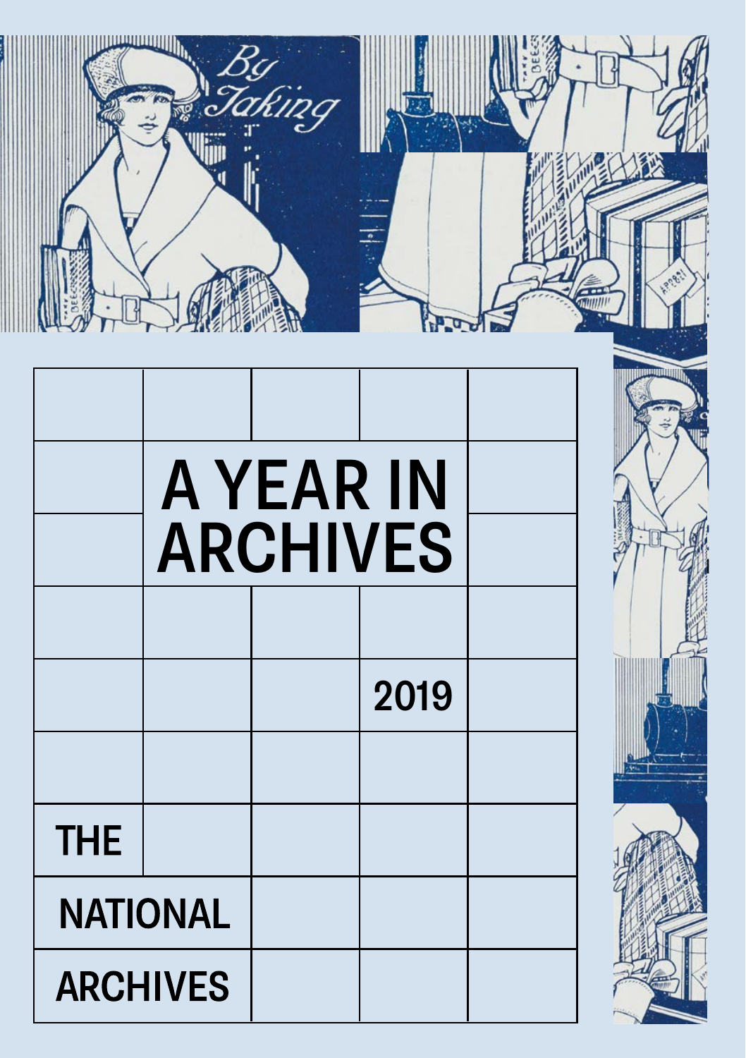# A YEAR IN ARCHIVES

2019

THE NATIONAL ARCHIVES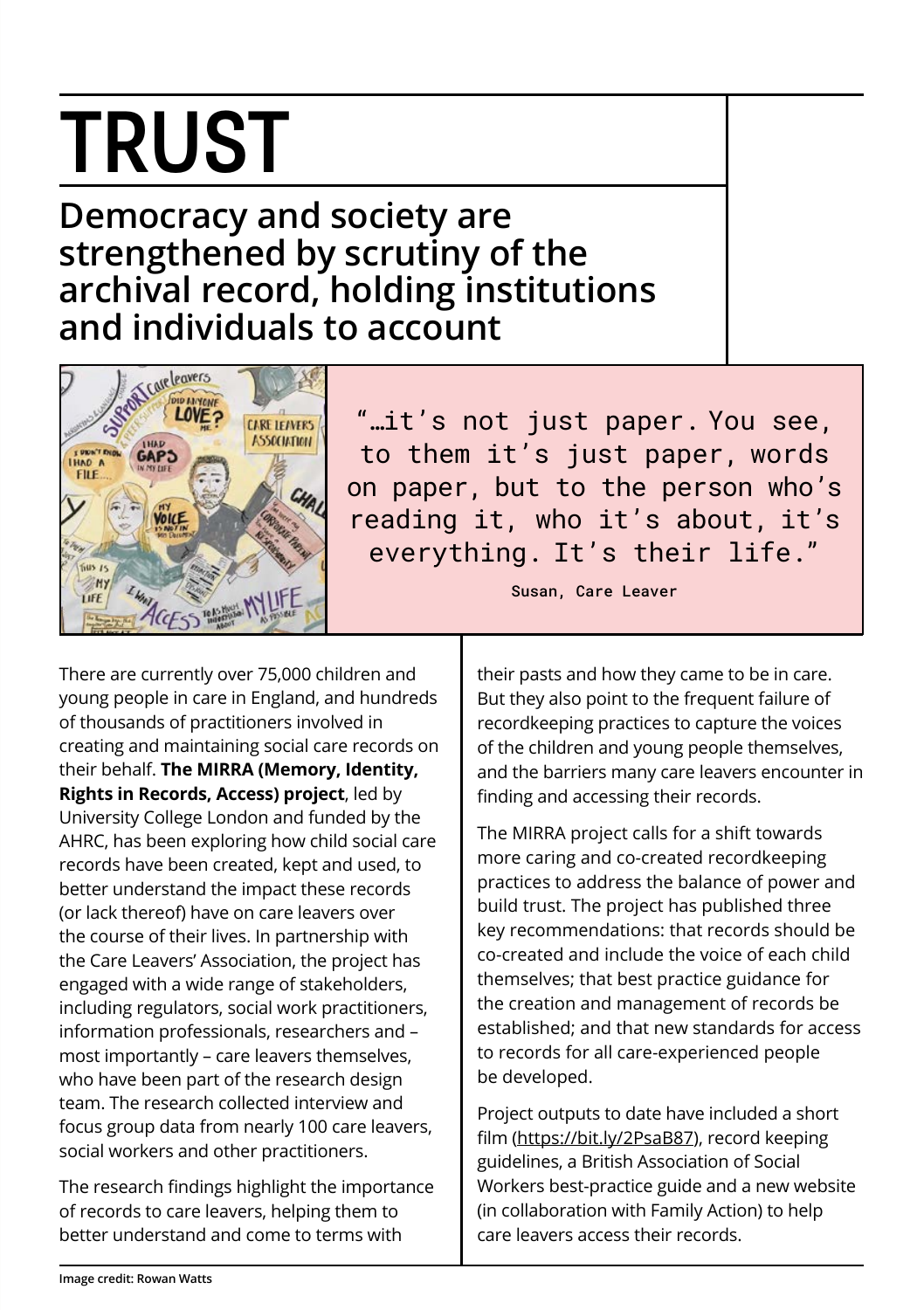# TRUST

## Democracy and society are strengthened by scrutiny of the archival record, holding institutions and individuals to account

> "…it's not just paper. You see, to them it's just paper, words on paper, but to the person who's reading it, who it's about, it's everything. It's their life."
>
> Susan, Care Leaver

There are currently over 75,000 children and young people in care in England, and hundreds of thousands of practitioners involved in creating and maintaining social care records on their behalf. **The MIRRA (Memory, Identity, Rights in Records, Access) project**, led by University College London and funded by the AHRC, has been exploring how child social care records have been created, kept and used, to better understand the impact these records (or lack thereof) have on care leavers over the course of their lives. In partnership with the Care Leavers' Association, the project has engaged with a wide range of stakeholders, including regulators, social work practitioners, information professionals, researchers and – most importantly – care leavers themselves, who have been part of the research design team. The research collected interview and focus group data from nearly 100 care leavers, social workers and other practitioners.

The research findings highlight the importance of records to care leavers, helping them to better understand and come to terms with their pasts and how they came to be in care. But they also point to the frequent failure of recordkeeping practices to capture the voices of the children and young people themselves, and the barriers many care leavers encounter in finding and accessing their records.

The MIRRA project calls for a shift towards more caring and co-created recordkeeping practices to address the balance of power and build trust. The project has published three key recommendations: that records should be co-created and include the voice of each child themselves; that best practice guidance for the creation and management of records be established; and that new standards for access to records for all care-experienced people be developed.

Project outputs to date have included a short film (https://bit.ly/2PsaB87), record keeping guidelines, a British Association of Social Workers best-practice guide and a new website (in collaboration with Family Action) to help care leavers access their records.

Image credit: Rowan Watts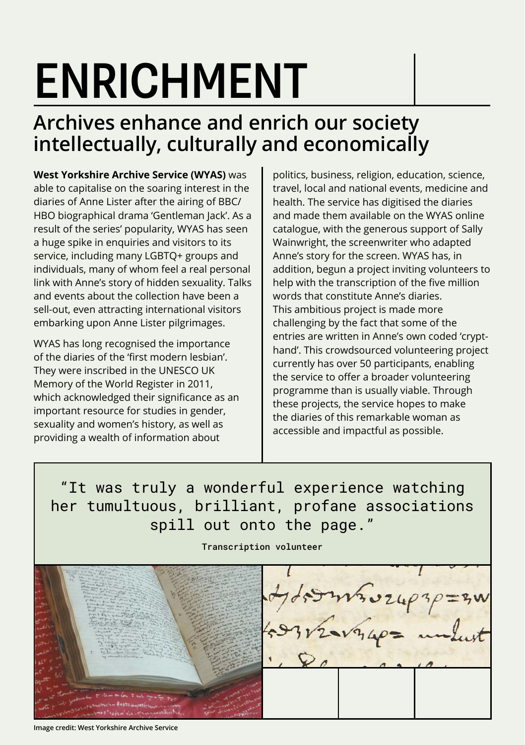# ENRICHMENT

## Archives enhance and enrich our society intellectually, culturally and economically

**West Yorkshire Archive Service (WYAS)** was able to capitalise on the soaring interest in the diaries of Anne Lister after the airing of BBC/HBO biographical drama 'Gentleman Jack'. As a result of the series' popularity, WYAS has seen a huge spike in enquiries and visitors to its service, including many LGBTQ+ groups and individuals, many of whom feel a real personal link with Anne's story of hidden sexuality. Talks and events about the collection have been a sell-out, even attracting international visitors embarking upon Anne Lister pilgrimages.

WYAS has long recognised the importance of the diaries of the 'first modern lesbian'. They were inscribed in the UNESCO UK Memory of the World Register in 2011, which acknowledged their significance as an important resource for studies in gender, sexuality and women's history, as well as providing a wealth of information about politics, business, religion, education, science, travel, local and national events, medicine and health. The service has digitised the diaries and made them available on the WYAS online catalogue, with the generous support of Sally Wainwright, the screenwriter who adapted Anne's story for the screen. WYAS has, in addition, begun a project inviting volunteers to help with the transcription of the five million words that constitute Anne's diaries. This ambitious project is made more challenging by the fact that some of the entries are written in Anne's own coded 'crypt-hand'. This crowdsourced volunteering project currently has over 50 participants, enabling the service to offer a broader volunteering programme than is usually viable. Through these projects, the service hopes to make the diaries of this remarkable woman as accessible and impactful as possible.

> "It was truly a wonderful experience watching her tumultuous, brilliant, profane associations spill out onto the page."
>
> Transcription volunteer

Image credit: West Yorkshire Archive Service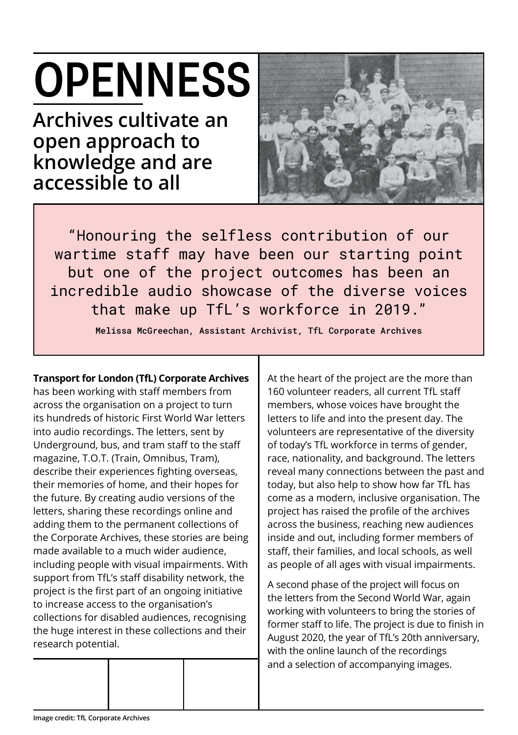# OPENNESS

## Archives cultivate an open approach to knowledge and are accessible to all

> "Honouring the selfless contribution of our wartime staff may have been our starting point but one of the project outcomes has been an incredible audio showcase of the diverse voices that make up TfL's workforce in 2019."
>
> **Melissa McGreechan, Assistant Archivist, TfL Corporate Archives**

**Transport for London (TfL) Corporate Archives** has been working with staff members from across the organisation on a project to turn its hundreds of historic First World War letters into audio recordings. The letters, sent by Underground, bus, and tram staff to the staff magazine, T.O.T. (Train, Omnibus, Tram), describe their experiences fighting overseas, their memories of home, and their hopes for the future. By creating audio versions of the letters, sharing these recordings online and adding them to the permanent collections of the Corporate Archives, these stories are being made available to a much wider audience, including people with visual impairments. With support from TfL's staff disability network, the project is the first part of an ongoing initiative to increase access to the organisation's collections for disabled audiences, recognising the huge interest in these collections and their research potential.

At the heart of the project are the more than 160 volunteer readers, all current TfL staff members, whose voices have brought the letters to life and into the present day. The volunteers are representative of the diversity of today's TfL workforce in terms of gender, race, nationality, and background. The letters reveal many connections between the past and today, but also help to show how far TfL has come as a modern, inclusive organisation. The project has raised the profile of the archives across the business, reaching new audiences inside and out, including former members of staff, their families, and local schools, as well as people of all ages with visual impairments.

A second phase of the project will focus on the letters from the Second World War, again working with volunteers to bring the stories of former staff to life. The project is due to finish in August 2020, the year of TfL's 20th anniversary, with the online launch of the recordings and a selection of accompanying images.

Image credit: TfL Corporate Archives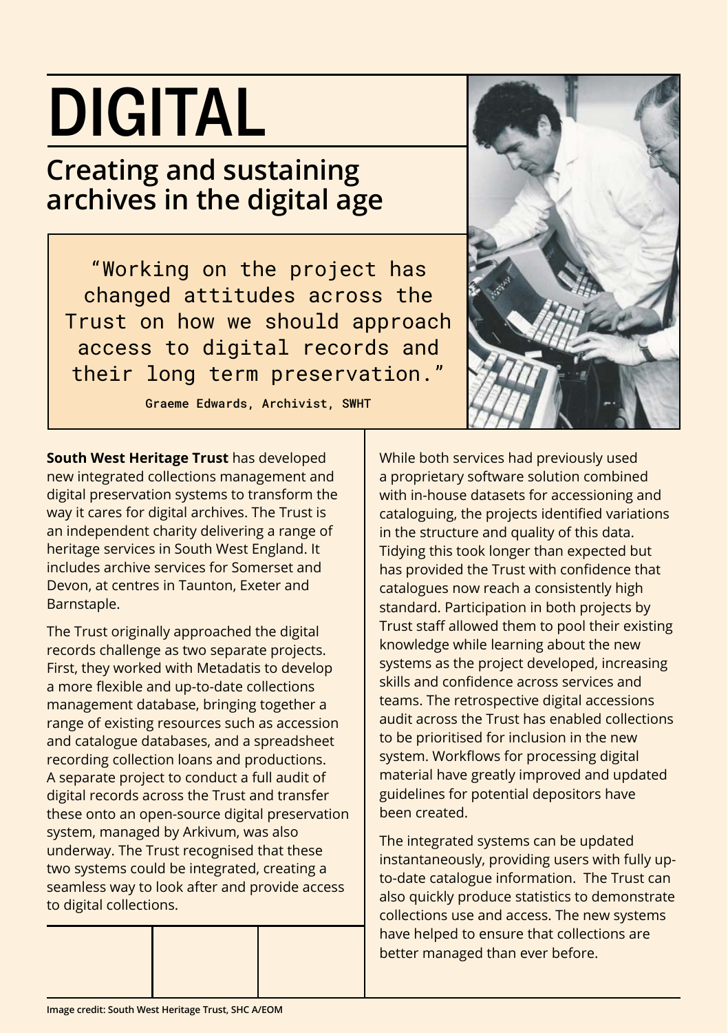# DIGITAL

## Creating and sustaining archives in the digital age

> “Working on the project has changed attitudes across the Trust on how we should approach access to digital records and their long term preservation.”
>
> **Graeme Edwards, Archivist, SWHT**

**South West Heritage Trust** has developed new integrated collections management and digital preservation systems to transform the way it cares for digital archives. The Trust is an independent charity delivering a range of heritage services in South West England. It includes archive services for Somerset and Devon, at centres in Taunton, Exeter and Barnstaple.

The Trust originally approached the digital records challenge as two separate projects. First, they worked with Metadatis to develop a more flexible and up-to-date collections management database, bringing together a range of existing resources such as accession and catalogue databases, and a spreadsheet recording collection loans and productions. A separate project to conduct a full audit of digital records across the Trust and transfer these onto an open-source digital preservation system, managed by Arkivum, was also underway. The Trust recognised that these two systems could be integrated, creating a seamless way to look after and provide access to digital collections.

While both services had previously used a proprietary software solution combined with in-house datasets for accessioning and cataloguing, the projects identified variations in the structure and quality of this data. Tidying this took longer than expected but has provided the Trust with confidence that catalogues now reach a consistently high standard. Participation in both projects by Trust staff allowed them to pool their existing knowledge while learning about the new systems as the project developed, increasing skills and confidence across services and teams. The retrospective digital accessions audit across the Trust has enabled collections to be prioritised for inclusion in the new system. Workflows for processing digital material have greatly improved and updated guidelines for potential depositors have been created.

The integrated systems can be updated instantaneously, providing users with fully up-to-date catalogue information. The Trust can also quickly produce statistics to demonstrate collections use and access. The new systems have helped to ensure that collections are better managed than ever before.

Image credit: South West Heritage Trust, SHC A/EOM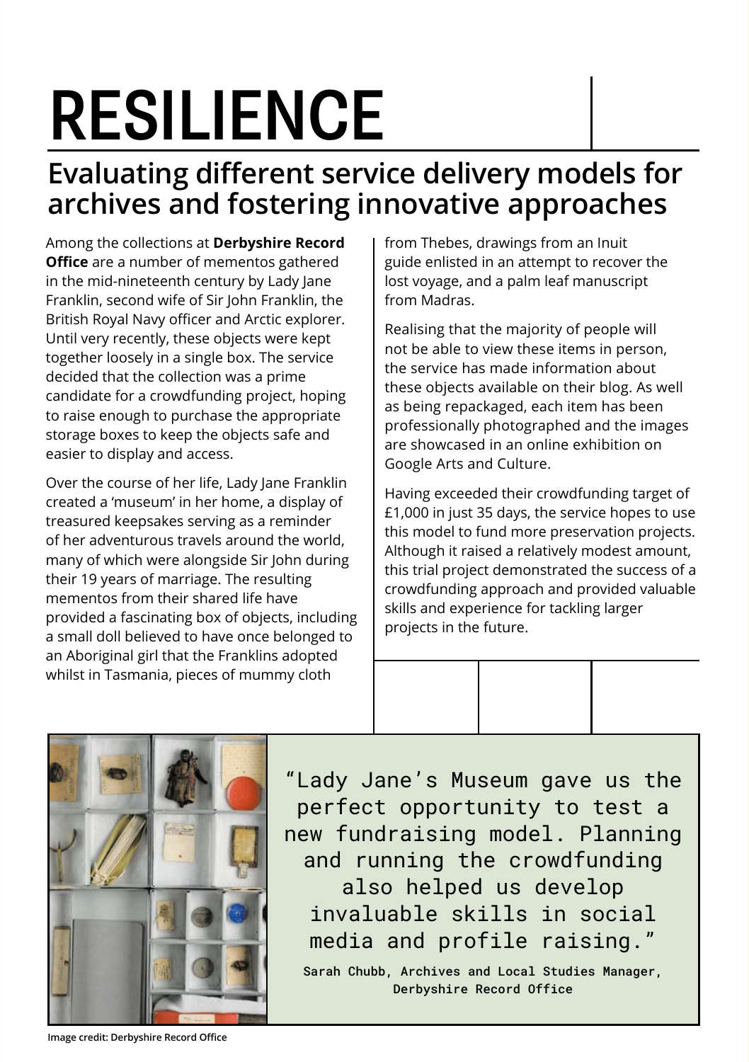# RESILIENCE

## Evaluating different service delivery models for archives and fostering innovative approaches

Among the collections at **Derbyshire Record Office** are a number of mementos gathered in the mid-nineteenth century by Lady Jane Franklin, second wife of Sir John Franklin, the British Royal Navy officer and Arctic explorer. Until very recently, these objects were kept together loosely in a single box. The service decided that the collection was a prime candidate for a crowdfunding project, hoping to raise enough to purchase the appropriate storage boxes to keep the objects safe and easier to display and access.

Over the course of her life, Lady Jane Franklin created a 'museum' in her home, a display of treasured keepsakes serving as a reminder of her adventurous travels around the world, many of which were alongside Sir John during their 19 years of marriage. The resulting mementos from their shared life have provided a fascinating box of objects, including a small doll believed to have once belonged to an Aboriginal girl that the Franklins adopted whilst in Tasmania, pieces of mummy cloth from Thebes, drawings from an Inuit guide enlisted in an attempt to recover the lost voyage, and a palm leaf manuscript from Madras.

Realising that the majority of people will not be able to view these items in person, the service has made information about these objects available on their blog. As well as being repackaged, each item has been professionally photographed and the images are showcased in an online exhibition on Google Arts and Culture.

Having exceeded their crowdfunding target of £1,000 in just 35 days, the service hopes to use this model to fund more preservation projects. Although it raised a relatively modest amount, this trial project demonstrated the success of a crowdfunding approach and provided valuable skills and experience for tackling larger projects in the future.

> "Lady Jane's Museum gave us the perfect opportunity to test a new fundraising model. Planning and running the crowdfunding also helped us develop invaluable skills in social media and profile raising."
>
> **Sarah Chubb, Archives and Local Studies Manager, Derbyshire Record Office**

Image credit: Derbyshire Record Office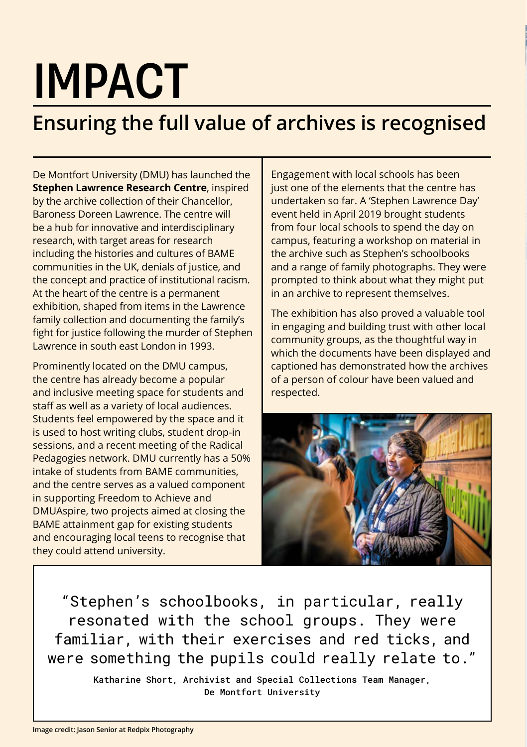# IMPACT

## Ensuring the full value of archives is recognised

De Montfort University (DMU) has launched the **Stephen Lawrence Research Centre**, inspired by the archive collection of their Chancellor, Baroness Doreen Lawrence. The centre will be a hub for innovative and interdisciplinary research, with target areas for research including the histories and cultures of BAME communities in the UK, denials of justice, and the concept and practice of institutional racism. At the heart of the centre is a permanent exhibition, shaped from items in the Lawrence family collection and documenting the family's fight for justice following the murder of Stephen Lawrence in south east London in 1993.

Prominently located on the DMU campus, the centre has already become a popular and inclusive meeting space for students and staff as well as a variety of local audiences. Students feel empowered by the space and it is used to host writing clubs, student drop-in sessions, and a recent meeting of the Radical Pedagogies network. DMU currently has a 50% intake of students from BAME communities, and the centre serves as a valued component in supporting Freedom to Achieve and DMUAspire, two projects aimed at closing the BAME attainment gap for existing students and encouraging local teens to recognise that they could attend university.

Engagement with local schools has been just one of the elements that the centre has undertaken so far. A 'Stephen Lawrence Day' event held in April 2019 brought students from four local schools to spend the day on campus, featuring a workshop on material in the archive such as Stephen's schoolbooks and a range of family photographs. They were prompted to think about what they might put in an archive to represent themselves.

The exhibition has also proved a valuable tool in engaging and building trust with other local community groups, as the thoughtful way in which the documents have been displayed and captioned has demonstrated how the archives of a person of colour have been valued and respected.

> "Stephen's schoolbooks, in particular, really resonated with the school groups. They were familiar, with their exercises and red ticks, and were something the pupils could really relate to."
>
> **Katharine Short, Archivist and Special Collections Team Manager, De Montfort University**

Image credit: Jason Senior at Redpix Photography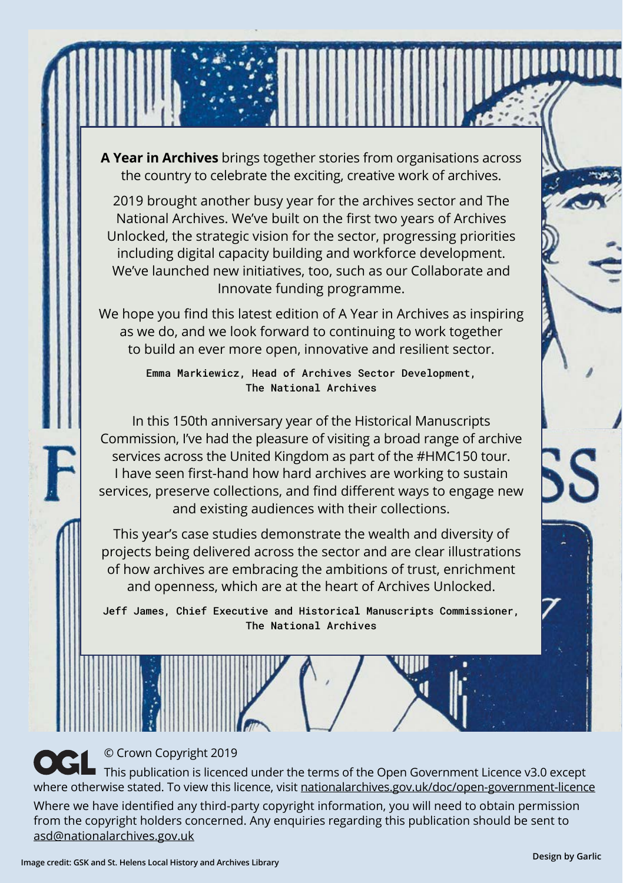**A Year in Archives** brings together stories from organisations across the country to celebrate the exciting, creative work of archives.

2019 brought another busy year for the archives sector and The National Archives. We've built on the first two years of Archives Unlocked, the strategic vision for the sector, progressing priorities including digital capacity building and workforce development. We've launched new initiatives, too, such as our Collaborate and Innovate funding programme.

We hope you find this latest edition of A Year in Archives as inspiring as we do, and we look forward to continuing to work together to build an ever more open, innovative and resilient sector.

**Emma Markiewicz, Head of Archives Sector Development, The National Archives**

In this 150th anniversary year of the Historical Manuscripts Commission, I've had the pleasure of visiting a broad range of archive services across the United Kingdom as part of the #HMC150 tour. I have seen first-hand how hard archives are working to sustain services, preserve collections, and find different ways to engage new and existing audiences with their collections.

This year's case studies demonstrate the wealth and diversity of projects being delivered across the sector and are clear illustrations of how archives are embracing the ambitions of trust, enrichment and openness, which are at the heart of Archives Unlocked.

**Jeff James, Chief Executive and Historical Manuscripts Commissioner, The National Archives**

© Crown Copyright 2019

This publication is licenced under the terms of the Open Government Licence v3.0 except where otherwise stated. To view this licence, visit nationalarchives.gov.uk/doc/open-government-licence

Where we have identified any third-party copyright information, you will need to obtain permission from the copyright holders concerned. Any enquiries regarding this publication should be sent to asd@nationalarchives.gov.uk

Image credit: GSK and St. Helens Local History and Archives Library

Design by Garlic